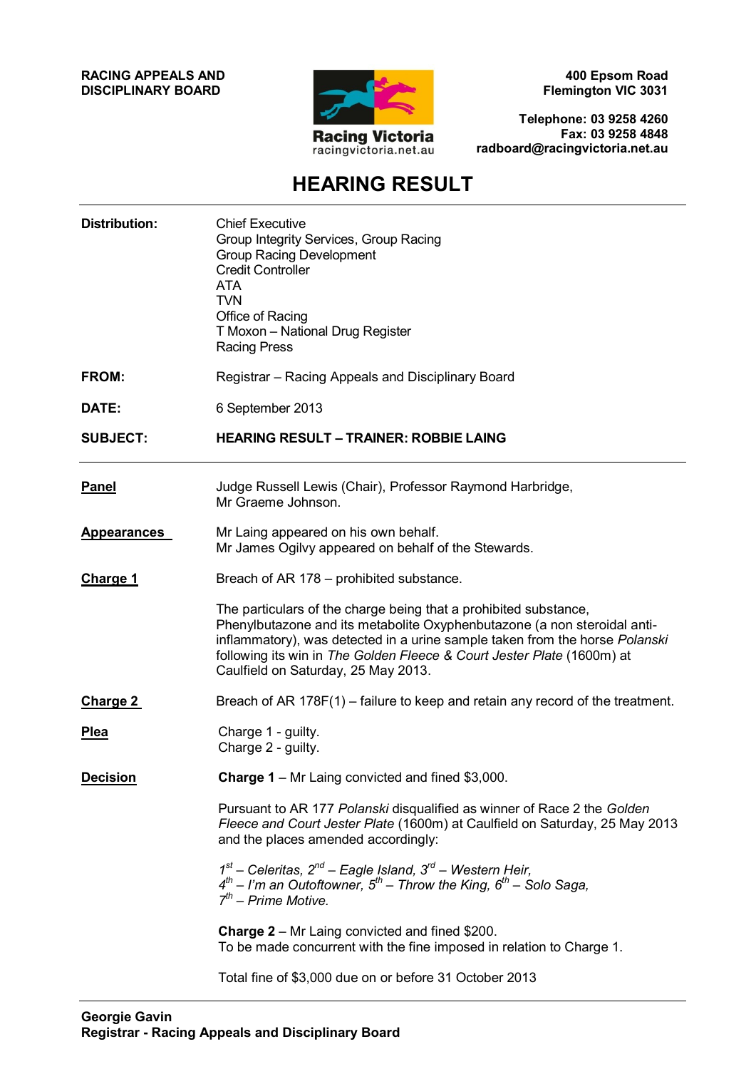**RACING APPEALS AND DISCIPLINARY BOARD**

Racing Victoria
racingvictoria.net.au

**400 Epsom Road**
**Flemington VIC 3031**

**Telephone: 03 9258 4260**
**Fax: 03 9258 4848**
**radboard@racingvictoria.net.au**

# HEARING RESULT

**Distribution:** Chief Executive
Group Integrity Services, Group Racing
Group Racing Development
Credit Controller
ATA
TVN
Office of Racing
T Moxon – National Drug Register
Racing Press

**FROM:** Registrar – Racing Appeals and Disciplinary Board

**DATE:** 6 September 2013

**SUBJECT:** **HEARING RESULT – TRAINER: ROBBIE LAING**

---

**Panel**

Judge Russell Lewis (Chair), Professor Raymond Harbridge, Mr Graeme Johnson.

**Appearances**

Mr Laing appeared on his own behalf.
Mr James Ogilvy appeared on behalf of the Stewards.

**Charge 1**

Breach of AR 178 – prohibited substance.

The particulars of the charge being that a prohibited substance, Phenylbutazone and its metabolite Oxyphenbutazone (a non steroidal anti-inflammatory), was detected in a urine sample taken from the horse *Polanski* following its win in *The Golden Fleece & Court Jester Plate* (1600m) at Caulfield on Saturday, 25 May 2013.

**Charge 2**

Breach of AR 178F(1) – failure to keep and retain any record of the treatment.

**Plea**

Charge 1 - guilty.
Charge 2 - guilty.

**Decision**

**Charge 1** – Mr Laing convicted and fined $3,000.

Pursuant to AR 177 *Polanski* disqualified as winner of Race 2 the *Golden Fleece and Court Jester Plate* (1600m) at Caulfield on Saturday, 25 May 2013 and the places amended accordingly:

*1st – Celeritas, 2nd – Eagle Island, 3rd – Western Heir,*
*4th – I'm an Outoftowner, 5th – Throw the King, 6th – Solo Saga,*
*7th – Prime Motive.*

**Charge 2** – Mr Laing convicted and fined $200.
To be made concurrent with the fine imposed in relation to Charge 1.

Total fine of $3,000 due on or before 31 October 2013

---

**Georgie Gavin**
**Registrar - Racing Appeals and Disciplinary Board**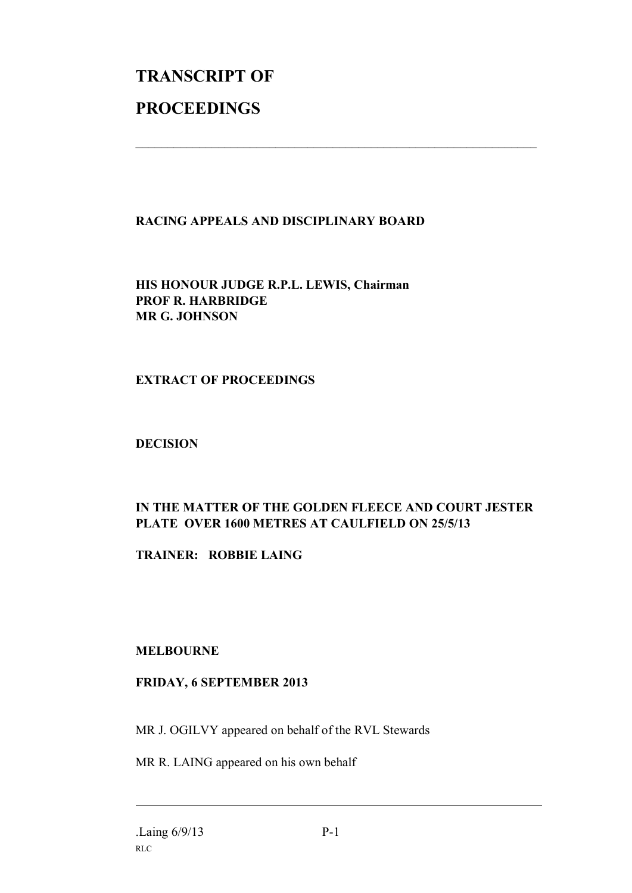# TRANSCRIPT OF

# PROCEEDINGS

---

**RACING APPEALS AND DISCIPLINARY BOARD**

**HIS HONOUR JUDGE R.P.L. LEWIS, Chairman**
**PROF R. HARBRIDGE**
**MR G. JOHNSON**

**EXTRACT OF PROCEEDINGS**

**DECISION**

**IN THE MATTER OF THE GOLDEN FLEECE AND COURT JESTER PLATE OVER 1600 METRES AT CAULFIELD ON 25/5/13**

**TRAINER: ROBBIE LAING**

**MELBOURNE**

**FRIDAY, 6 SEPTEMBER 2013**

MR J. OGILVY appeared on behalf of the RVL Stewards

MR R. LAING appeared on his own behalf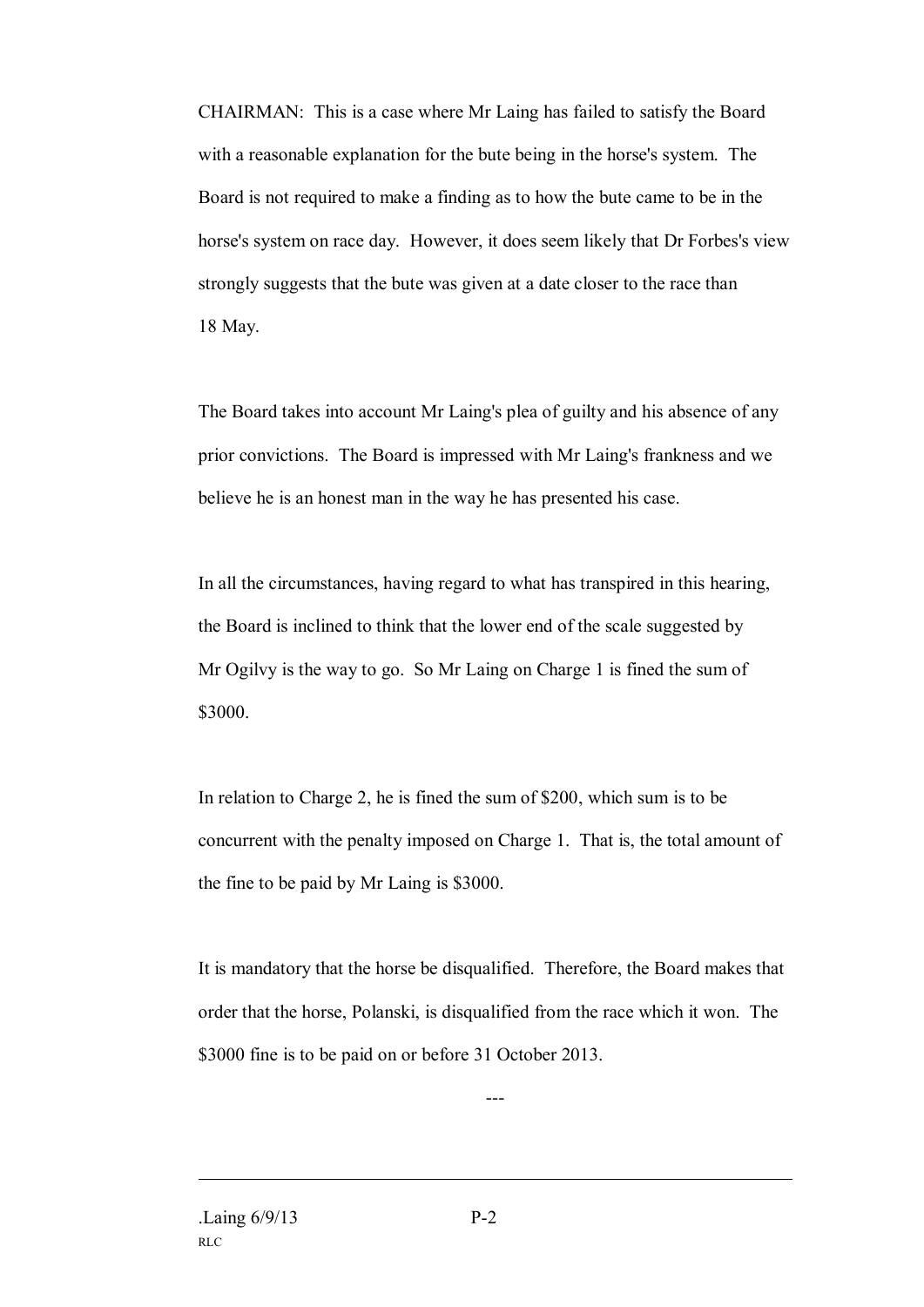CHAIRMAN: This is a case where Mr Laing has failed to satisfy the Board with a reasonable explanation for the bute being in the horse's system. The Board is not required to make a finding as to how the bute came to be in the horse's system on race day. However, it does seem likely that Dr Forbes's view strongly suggests that the bute was given at a date closer to the race than 18 May.

The Board takes into account Mr Laing's plea of guilty and his absence of any prior convictions. The Board is impressed with Mr Laing's frankness and we believe he is an honest man in the way he has presented his case.

In all the circumstances, having regard to what has transpired in this hearing, the Board is inclined to think that the lower end of the scale suggested by Mr Ogilvy is the way to go. So Mr Laing on Charge 1 is fined the sum of $3000.

In relation to Charge 2, he is fined the sum of $200, which sum is to be concurrent with the penalty imposed on Charge 1. That is, the total amount of the fine to be paid by Mr Laing is $3000.

It is mandatory that the horse be disqualified. Therefore, the Board makes that order that the horse, Polanski, is disqualified from the race which it won. The $3000 fine is to be paid on or before 31 October 2013.

---